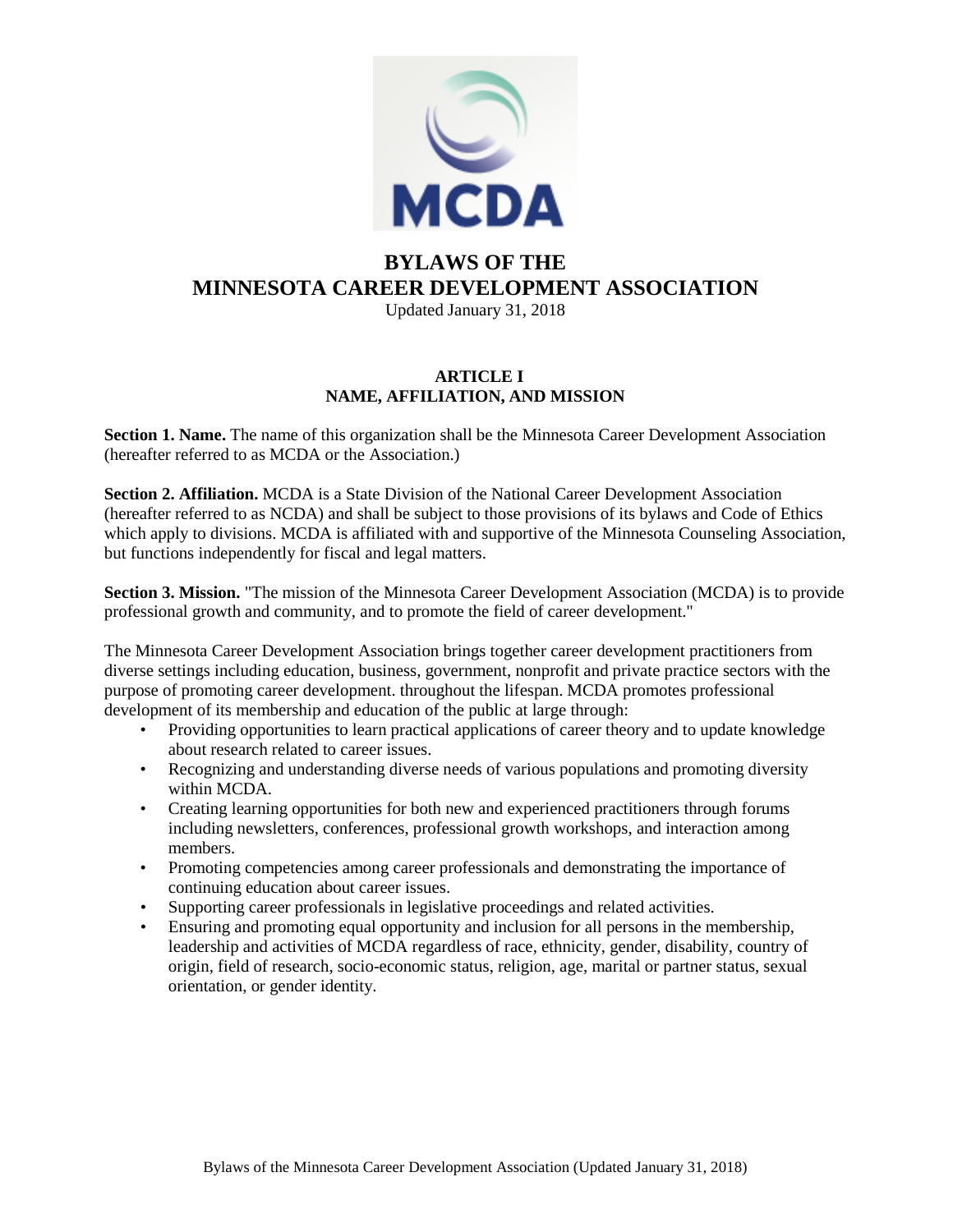# BYLAWS OF THE MINNESOTA CAREER DEVELOPMENT ASSOCIATION

Updated January 31, 2018

## ARTICLE I
## NAME, AFFILIATION, AND MISSION

**Section 1. Name.** The name of this organization shall be the Minnesota Career Development Association (hereafter referred to as MCDA or the Association.)

**Section 2. Affiliation.** MCDA is a State Division of the National Career Development Association (hereafter referred to as NCDA) and shall be subject to those provisions of its bylaws and Code of Ethics which apply to divisions. MCDA is affiliated with and supportive of the Minnesota Counseling Association, but functions independently for fiscal and legal matters.

**Section 3. Mission.** "The mission of the Minnesota Career Development Association (MCDA) is to provide professional growth and community, and to promote the field of career development."

The Minnesota Career Development Association brings together career development practitioners from diverse settings including education, business, government, nonprofit and private practice sectors with the purpose of promoting career development. throughout the lifespan. MCDA promotes professional development of its membership and education of the public at large through:

- Providing opportunities to learn practical applications of career theory and to update knowledge about research related to career issues.
- Recognizing and understanding diverse needs of various populations and promoting diversity within MCDA.
- Creating learning opportunities for both new and experienced practitioners through forums including newsletters, conferences, professional growth workshops, and interaction among members.
- Promoting competencies among career professionals and demonstrating the importance of continuing education about career issues.
- Supporting career professionals in legislative proceedings and related activities.
- Ensuring and promoting equal opportunity and inclusion for all persons in the membership, leadership and activities of MCDA regardless of race, ethnicity, gender, disability, country of origin, field of research, socio-economic status, religion, age, marital or partner status, sexual orientation, or gender identity.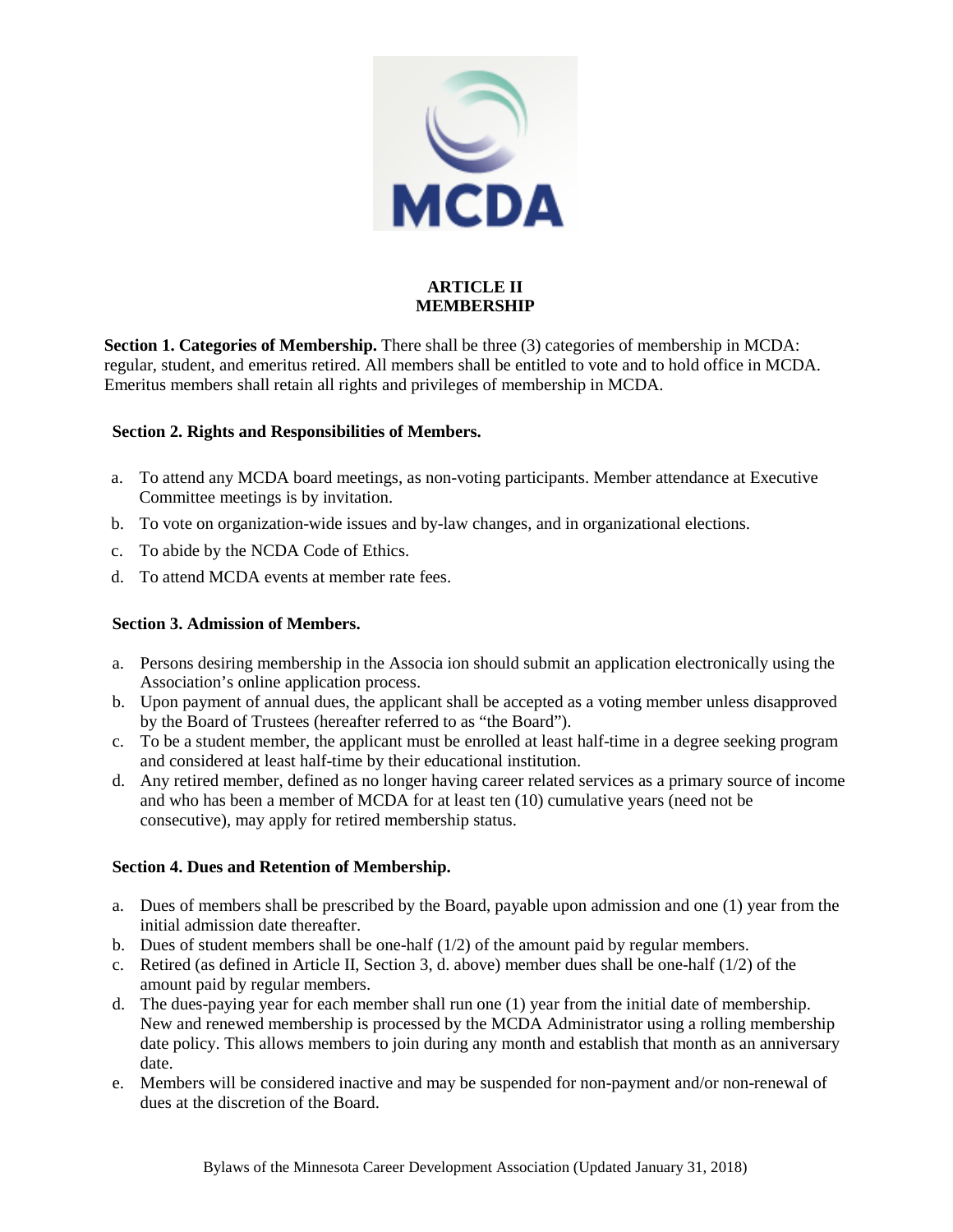## ARTICLE II
## MEMBERSHIP

**Section 1. Categories of Membership.** There shall be three (3) categories of membership in MCDA: regular, student, and emeritus retired. All members shall be entitled to vote and to hold office in MCDA. Emeritus members shall retain all rights and privileges of membership in MCDA.

**Section 2. Rights and Responsibilities of Members.**

a. To attend any MCDA board meetings, as non-voting participants. Member attendance at Executive Committee meetings is by invitation.
b. To vote on organization-wide issues and by-law changes, and in organizational elections.
c. To abide by the NCDA Code of Ethics.
d. To attend MCDA events at member rate fees.

**Section 3. Admission of Members.**

a. Persons desiring membership in the Associa ion should submit an application electronically using the Association's online application process.
b. Upon payment of annual dues, the applicant shall be accepted as a voting member unless disapproved by the Board of Trustees (hereafter referred to as "the Board").
c. To be a student member, the applicant must be enrolled at least half-time in a degree seeking program and considered at least half-time by their educational institution.
d. Any retired member, defined as no longer having career related services as a primary source of income and who has been a member of MCDA for at least ten (10) cumulative years (need not be consecutive), may apply for retired membership status.

**Section 4. Dues and Retention of Membership.**

a. Dues of members shall be prescribed by the Board, payable upon admission and one (1) year from the initial admission date thereafter.
b. Dues of student members shall be one-half (1/2) of the amount paid by regular members.
c. Retired (as defined in Article II, Section 3, d. above) member dues shall be one-half (1/2) of the amount paid by regular members.
d. The dues-paying year for each member shall run one (1) year from the initial date of membership. New and renewed membership is processed by the MCDA Administrator using a rolling membership date policy. This allows members to join during any month and establish that month as an anniversary date.
e. Members will be considered inactive and may be suspended for non-payment and/or non-renewal of dues at the discretion of the Board.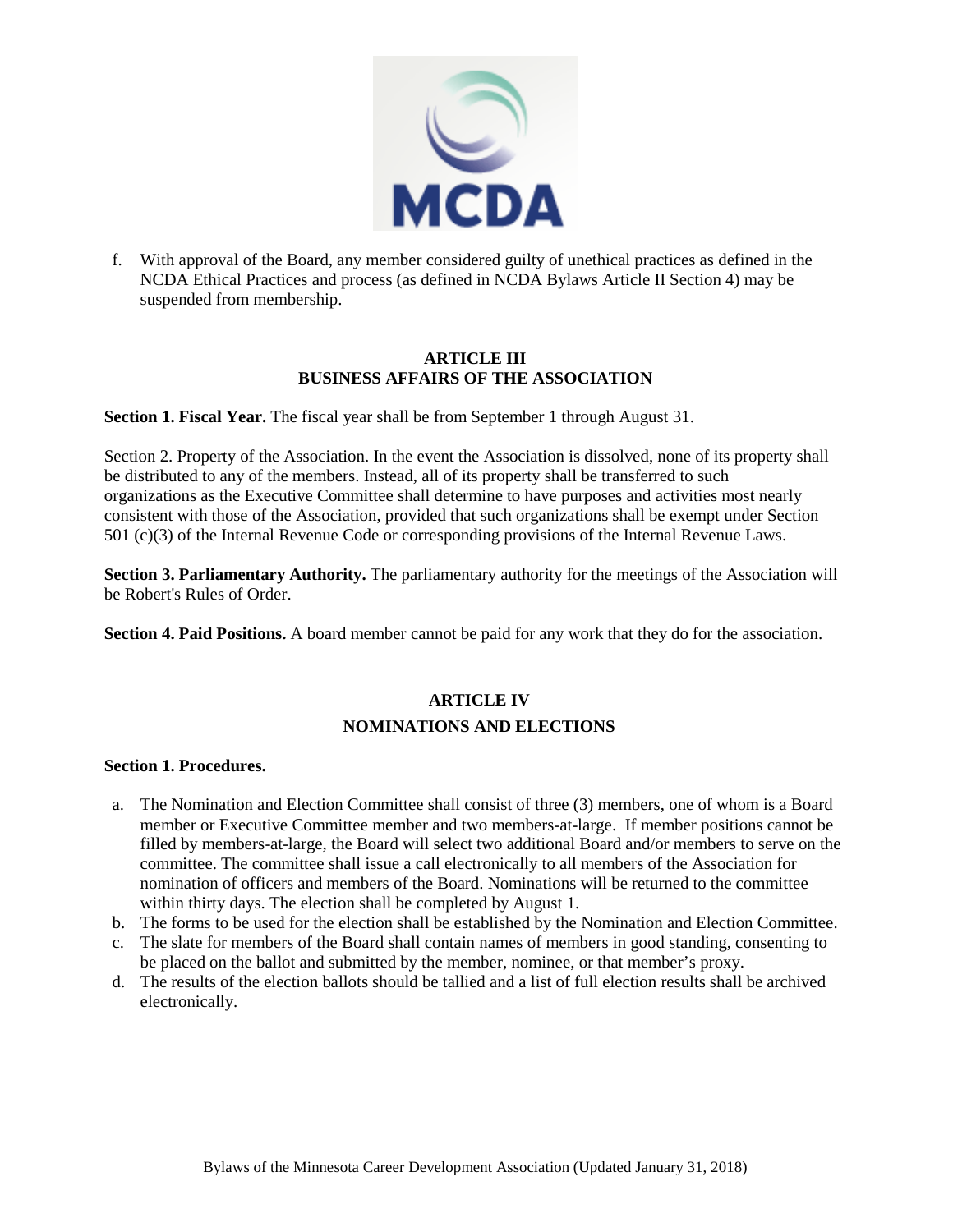f. With approval of the Board, any member considered guilty of unethical practices as defined in the NCDA Ethical Practices and process (as defined in NCDA Bylaws Article II Section 4) may be suspended from membership.

## ARTICLE III
## BUSINESS AFFAIRS OF THE ASSOCIATION

**Section 1. Fiscal Year.** The fiscal year shall be from September 1 through August 31.

Section 2. Property of the Association. In the event the Association is dissolved, none of its property shall be distributed to any of the members. Instead, all of its property shall be transferred to such organizations as the Executive Committee shall determine to have purposes and activities most nearly consistent with those of the Association, provided that such organizations shall be exempt under Section 501 (c)(3) of the Internal Revenue Code or corresponding provisions of the Internal Revenue Laws.

**Section 3. Parliamentary Authority.** The parliamentary authority for the meetings of the Association will be Robert's Rules of Order.

**Section 4. Paid Positions.** A board member cannot be paid for any work that they do for the association.

## ARTICLE IV
## NOMINATIONS AND ELECTIONS

**Section 1. Procedures.**

a. The Nomination and Election Committee shall consist of three (3) members, one of whom is a Board member or Executive Committee member and two members-at-large. If member positions cannot be filled by members-at-large, the Board will select two additional Board and/or members to serve on the committee. The committee shall issue a call electronically to all members of the Association for nomination of officers and members of the Board. Nominations will be returned to the committee within thirty days. The election shall be completed by August 1.
b. The forms to be used for the election shall be established by the Nomination and Election Committee.
c. The slate for members of the Board shall contain names of members in good standing, consenting to be placed on the ballot and submitted by the member, nominee, or that member's proxy.
d. The results of the election ballots should be tallied and a list of full election results shall be archived electronically.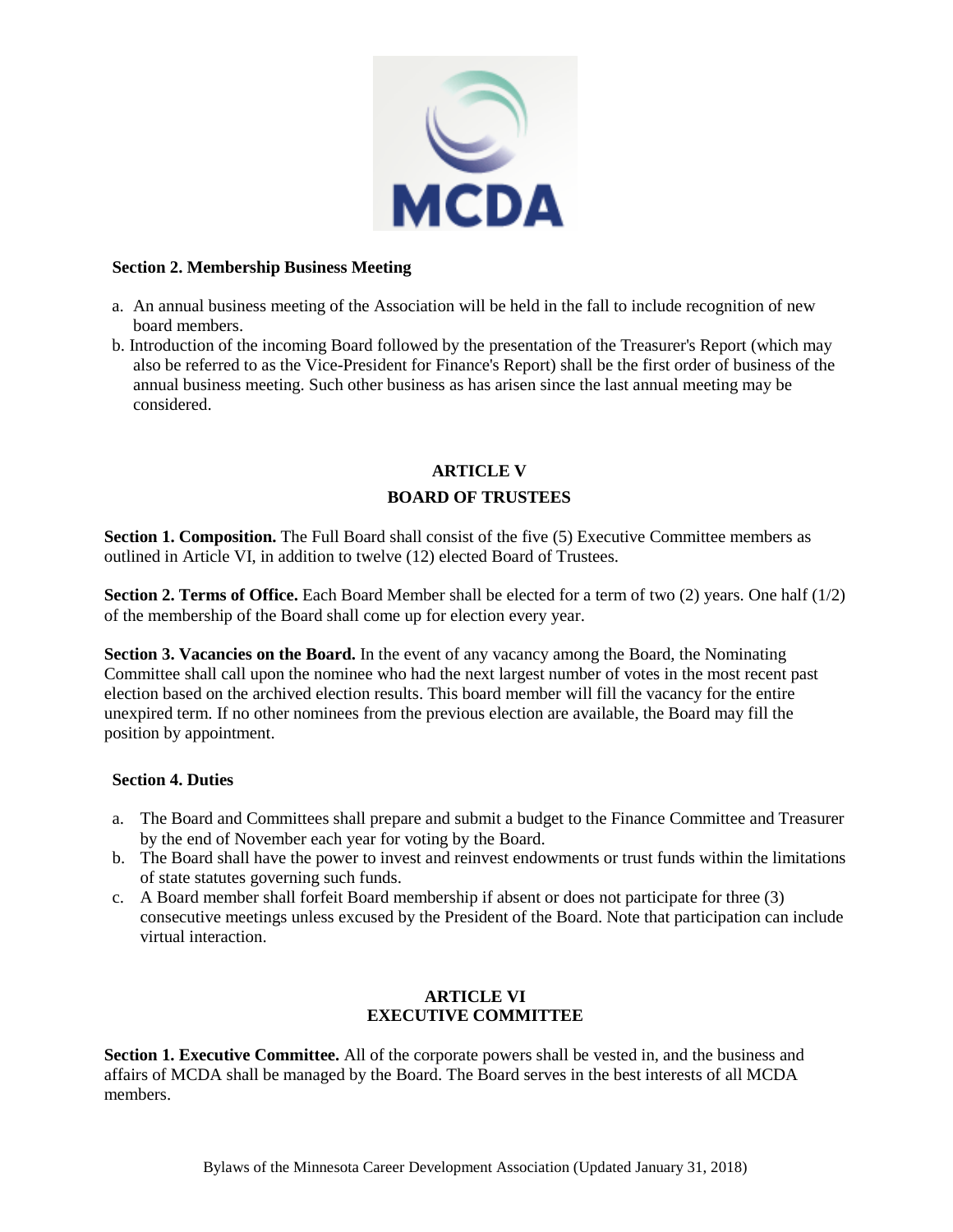**Section 2. Membership Business Meeting**

a. An annual business meeting of the Association will be held in the fall to include recognition of new board members.
b. Introduction of the incoming Board followed by the presentation of the Treasurer's Report (which may also be referred to as the Vice-President for Finance's Report) shall be the first order of business of the annual business meeting. Such other business as has arisen since the last annual meeting may be considered.

## ARTICLE V
## BOARD OF TRUSTEES

**Section 1. Composition.** The Full Board shall consist of the five (5) Executive Committee members as outlined in Article VI, in addition to twelve (12) elected Board of Trustees.

**Section 2. Terms of Office.** Each Board Member shall be elected for a term of two (2) years. One half (1/2) of the membership of the Board shall come up for election every year.

**Section 3. Vacancies on the Board.** In the event of any vacancy among the Board, the Nominating Committee shall call upon the nominee who had the next largest number of votes in the most recent past election based on the archived election results. This board member will fill the vacancy for the entire unexpired term. If no other nominees from the previous election are available, the Board may fill the position by appointment.

**Section 4. Duties**

a. The Board and Committees shall prepare and submit a budget to the Finance Committee and Treasurer by the end of November each year for voting by the Board.
b. The Board shall have the power to invest and reinvest endowments or trust funds within the limitations of state statutes governing such funds.
c. A Board member shall forfeit Board membership if absent or does not participate for three (3) consecutive meetings unless excused by the President of the Board. Note that participation can include virtual interaction.

## ARTICLE VI
## EXECUTIVE COMMITTEE

**Section 1. Executive Committee.** All of the corporate powers shall be vested in, and the business and affairs of MCDA shall be managed by the Board. The Board serves in the best interests of all MCDA members.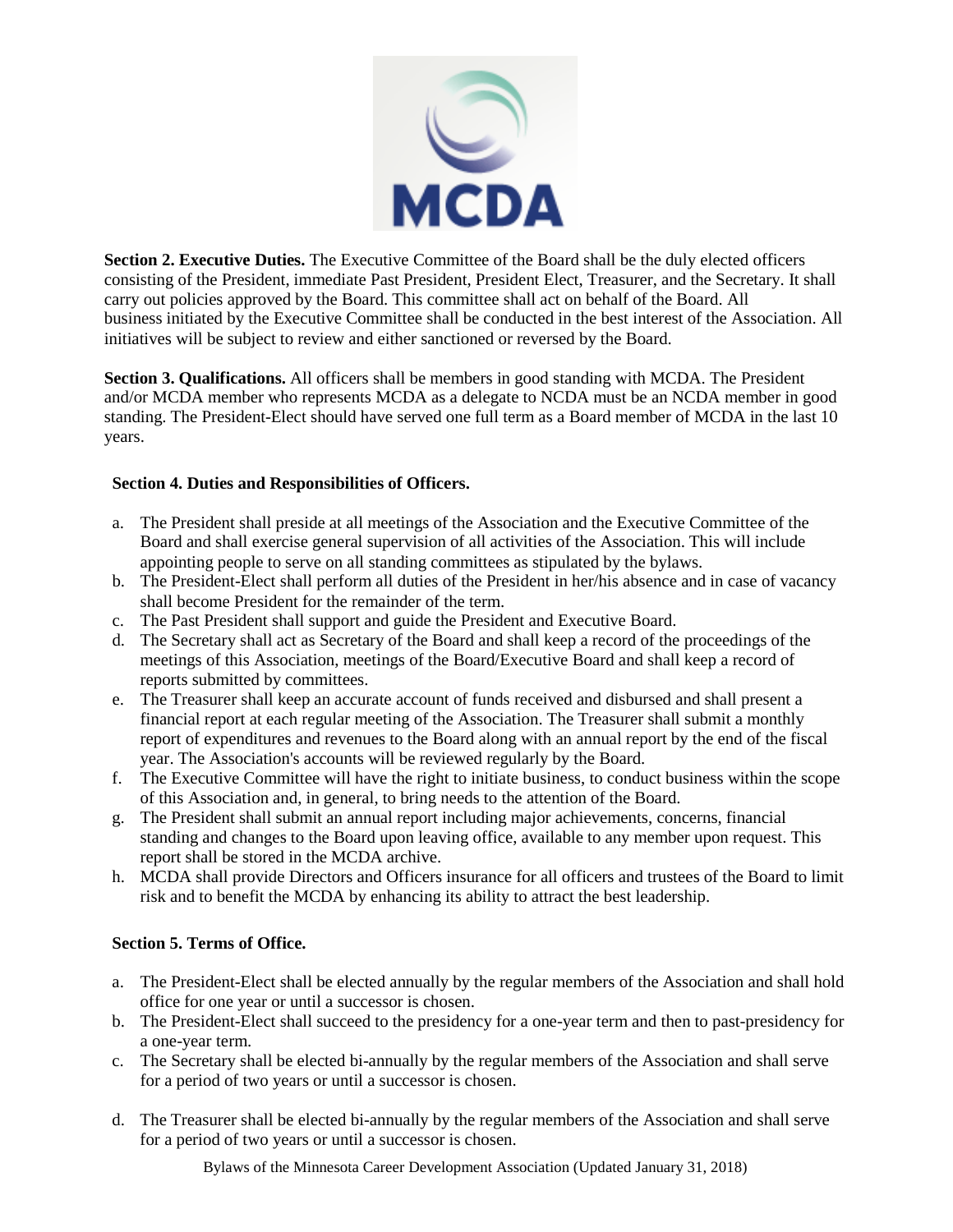**Section 2. Executive Duties.** The Executive Committee of the Board shall be the duly elected officers consisting of the President, immediate Past President, President Elect, Treasurer, and the Secretary. It shall carry out policies approved by the Board. This committee shall act on behalf of the Board. All business initiated by the Executive Committee shall be conducted in the best interest of the Association. All initiatives will be subject to review and either sanctioned or reversed by the Board.

**Section 3. Qualifications.** All officers shall be members in good standing with MCDA. The President and/or MCDA member who represents MCDA as a delegate to NCDA must be an NCDA member in good standing. The President-Elect should have served one full term as a Board member of MCDA in the last 10 years.

**Section 4. Duties and Responsibilities of Officers.**

a. The President shall preside at all meetings of the Association and the Executive Committee of the Board and shall exercise general supervision of all activities of the Association. This will include appointing people to serve on all standing committees as stipulated by the bylaws.
b. The President-Elect shall perform all duties of the President in her/his absence and in case of vacancy shall become President for the remainder of the term.
c. The Past President shall support and guide the President and Executive Board.
d. The Secretary shall act as Secretary of the Board and shall keep a record of the proceedings of the meetings of this Association, meetings of the Board/Executive Board and shall keep a record of reports submitted by committees.
e. The Treasurer shall keep an accurate account of funds received and disbursed and shall present a financial report at each regular meeting of the Association. The Treasurer shall submit a monthly report of expenditures and revenues to the Board along with an annual report by the end of the fiscal year. The Association's accounts will be reviewed regularly by the Board.
f. The Executive Committee will have the right to initiate business, to conduct business within the scope of this Association and, in general, to bring needs to the attention of the Board.
g. The President shall submit an annual report including major achievements, concerns, financial standing and changes to the Board upon leaving office, available to any member upon request. This report shall be stored in the MCDA archive.
h. MCDA shall provide Directors and Officers insurance for all officers and trustees of the Board to limit risk and to benefit the MCDA by enhancing its ability to attract the best leadership.

**Section 5. Terms of Office.**

a. The President-Elect shall be elected annually by the regular members of the Association and shall hold office for one year or until a successor is chosen.
b. The President-Elect shall succeed to the presidency for a one-year term and then to past-presidency for a one-year term.
c. The Secretary shall be elected bi-annually by the regular members of the Association and shall serve for a period of two years or until a successor is chosen.
d. The Treasurer shall be elected bi-annually by the regular members of the Association and shall serve for a period of two years or until a successor is chosen.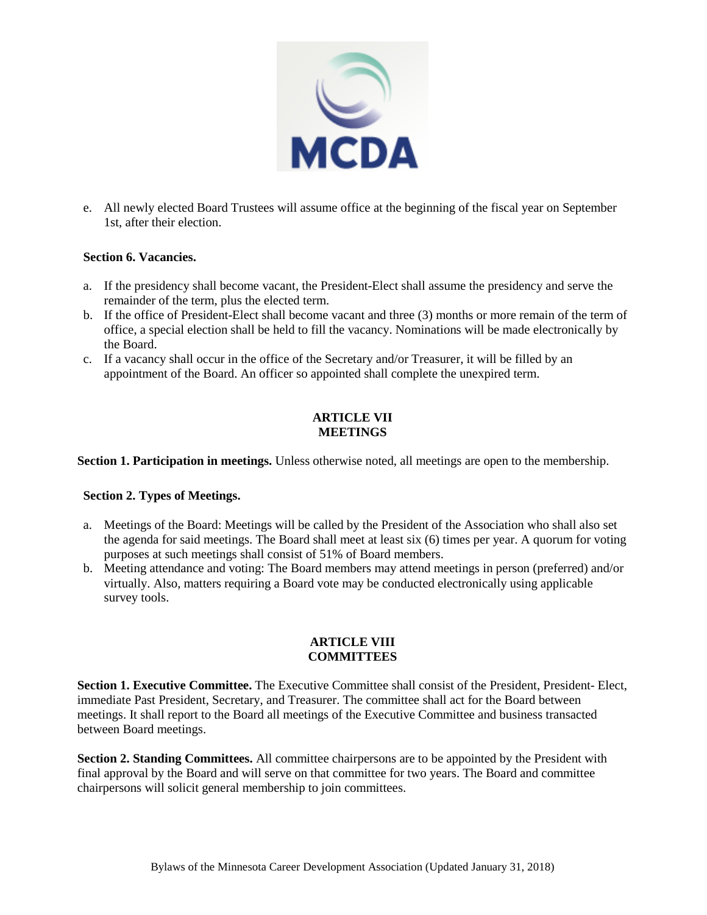e. All newly elected Board Trustees will assume office at the beginning of the fiscal year on September 1st, after their election.

**Section 6. Vacancies.**

a. If the presidency shall become vacant, the President-Elect shall assume the presidency and serve the remainder of the term, plus the elected term.
b. If the office of President-Elect shall become vacant and three (3) months or more remain of the term of office, a special election shall be held to fill the vacancy. Nominations will be made electronically by the Board.
c. If a vacancy shall occur in the office of the Secretary and/or Treasurer, it will be filled by an appointment of the Board. An officer so appointed shall complete the unexpired term.

## ARTICLE VII
## MEETINGS

**Section 1. Participation in meetings.** Unless otherwise noted, all meetings are open to the membership.

**Section 2. Types of Meetings.**

a. Meetings of the Board: Meetings will be called by the President of the Association who shall also set the agenda for said meetings. The Board shall meet at least six (6) times per year. A quorum for voting purposes at such meetings shall consist of 51% of Board members.
b. Meeting attendance and voting: The Board members may attend meetings in person (preferred) and/or virtually. Also, matters requiring a Board vote may be conducted electronically using applicable survey tools.

## ARTICLE VIII
## COMMITTEES

**Section 1. Executive Committee.** The Executive Committee shall consist of the President, President- Elect, immediate Past President, Secretary, and Treasurer. The committee shall act for the Board between meetings. It shall report to the Board all meetings of the Executive Committee and business transacted between Board meetings.

**Section 2. Standing Committees.** All committee chairpersons are to be appointed by the President with final approval by the Board and will serve on that committee for two years. The Board and committee chairpersons will solicit general membership to join committees.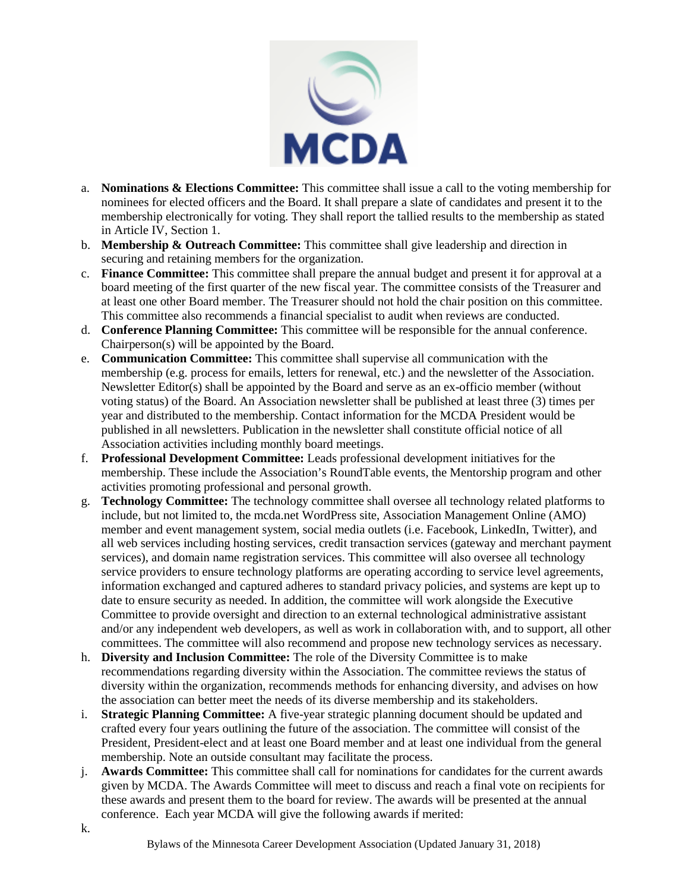a. **Nominations & Elections Committee:** This committee shall issue a call to the voting membership for nominees for elected officers and the Board. It shall prepare a slate of candidates and present it to the membership electronically for voting. They shall report the tallied results to the membership as stated in Article IV, Section 1.
b. **Membership & Outreach Committee:** This committee shall give leadership and direction in securing and retaining members for the organization.
c. **Finance Committee:** This committee shall prepare the annual budget and present it for approval at a board meeting of the first quarter of the new fiscal year. The committee consists of the Treasurer and at least one other Board member. The Treasurer should not hold the chair position on this committee. This committee also recommends a financial specialist to audit when reviews are conducted.
d. **Conference Planning Committee:** This committee will be responsible for the annual conference. Chairperson(s) will be appointed by the Board.
e. **Communication Committee:** This committee shall supervise all communication with the membership (e.g. process for emails, letters for renewal, etc.) and the newsletter of the Association. Newsletter Editor(s) shall be appointed by the Board and serve as an ex-officio member (without voting status) of the Board. An Association newsletter shall be published at least three (3) times per year and distributed to the membership. Contact information for the MCDA President would be published in all newsletters. Publication in the newsletter shall constitute official notice of all Association activities including monthly board meetings.
f. **Professional Development Committee:** Leads professional development initiatives for the membership. These include the Association's RoundTable events, the Mentorship program and other activities promoting professional and personal growth.
g. **Technology Committee:** The technology committee shall oversee all technology related platforms to include, but not limited to, the mcda.net WordPress site, Association Management Online (AMO) member and event management system, social media outlets (i.e. Facebook, LinkedIn, Twitter), and all web services including hosting services, credit transaction services (gateway and merchant payment services), and domain name registration services. This committee will also oversee all technology service providers to ensure technology platforms are operating according to service level agreements, information exchanged and captured adheres to standard privacy policies, and systems are kept up to date to ensure security as needed. In addition, the committee will work alongside the Executive Committee to provide oversight and direction to an external technological administrative assistant and/or any independent web developers, as well as work in collaboration with, and to support, all other committees. The committee will also recommend and propose new technology services as necessary.
h. **Diversity and Inclusion Committee:** The role of the Diversity Committee is to make recommendations regarding diversity within the Association. The committee reviews the status of diversity within the organization, recommends methods for enhancing diversity, and advises on how the association can better meet the needs of its diverse membership and its stakeholders.
i. **Strategic Planning Committee:** A five-year strategic planning document should be updated and crafted every four years outlining the future of the association. The committee will consist of the President, President-elect and at least one Board member and at least one individual from the general membership. Note an outside consultant may facilitate the process.
j. **Awards Committee:** This committee shall call for nominations for candidates for the current awards given by MCDA. The Awards Committee will meet to discuss and reach a final vote on recipients for these awards and present them to the board for review. The awards will be presented at the annual conference. Each year MCDA will give the following awards if merited:
k.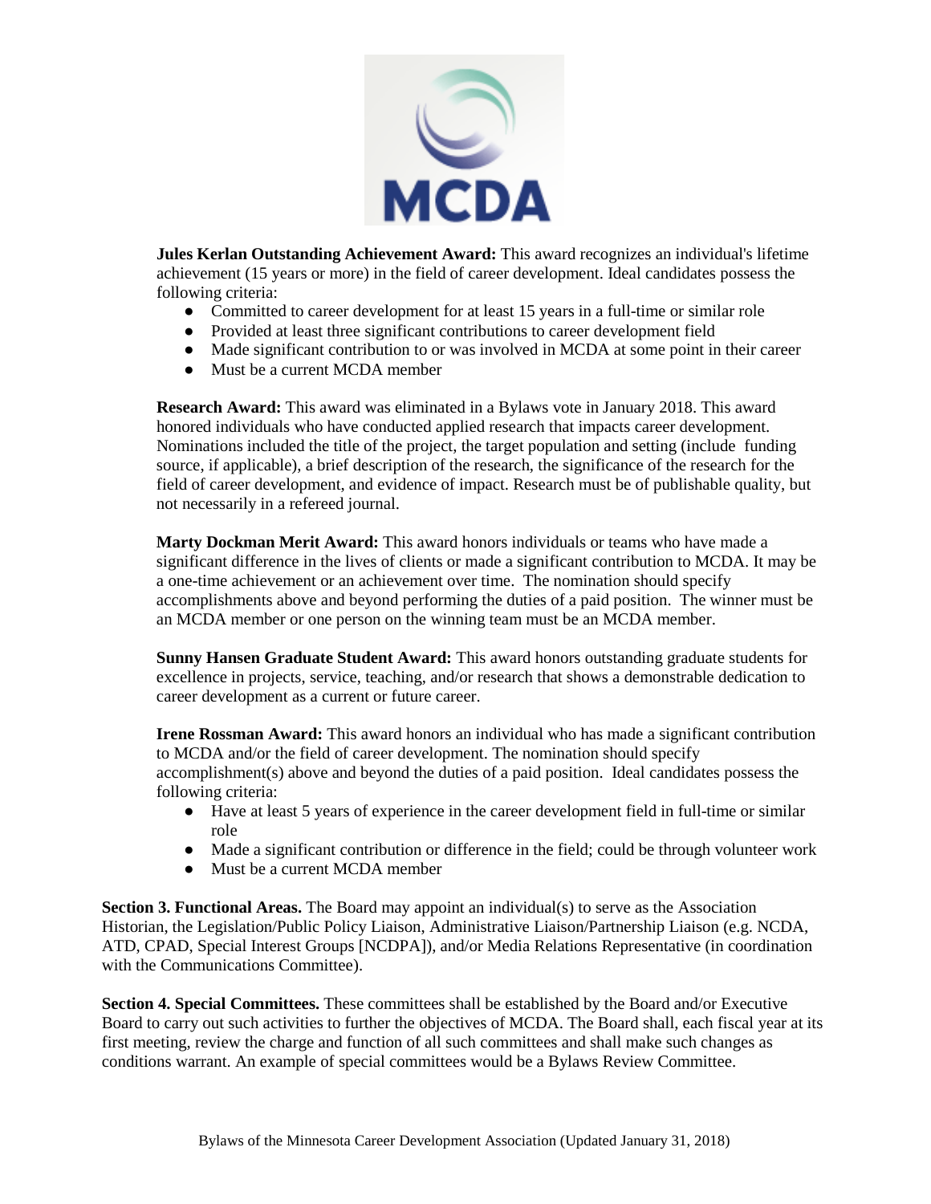**Jules Kerlan Outstanding Achievement Award:** This award recognizes an individual's lifetime achievement (15 years or more) in the field of career development. Ideal candidates possess the following criteria:

- Committed to career development for at least 15 years in a full-time or similar role
- Provided at least three significant contributions to career development field
- Made significant contribution to or was involved in MCDA at some point in their career
- Must be a current MCDA member

**Research Award:** This award was eliminated in a Bylaws vote in January 2018. This award honored individuals who have conducted applied research that impacts career development. Nominations included the title of the project, the target population and setting (include funding source, if applicable), a brief description of the research, the significance of the research for the field of career development, and evidence of impact. Research must be of publishable quality, but not necessarily in a refereed journal.

**Marty Dockman Merit Award:** This award honors individuals or teams who have made a significant difference in the lives of clients or made a significant contribution to MCDA. It may be a one-time achievement or an achievement over time. The nomination should specify accomplishments above and beyond performing the duties of a paid position. The winner must be an MCDA member or one person on the winning team must be an MCDA member.

**Sunny Hansen Graduate Student Award:** This award honors outstanding graduate students for excellence in projects, service, teaching, and/or research that shows a demonstrable dedication to career development as a current or future career.

**Irene Rossman Award:** This award honors an individual who has made a significant contribution to MCDA and/or the field of career development. The nomination should specify accomplishment(s) above and beyond the duties of a paid position. Ideal candidates possess the following criteria:

- Have at least 5 years of experience in the career development field in full-time or similar role
- Made a significant contribution or difference in the field; could be through volunteer work
- Must be a current MCDA member

**Section 3. Functional Areas.** The Board may appoint an individual(s) to serve as the Association Historian, the Legislation/Public Policy Liaison, Administrative Liaison/Partnership Liaison (e.g. NCDA, ATD, CPAD, Special Interest Groups [NCDPA]), and/or Media Relations Representative (in coordination with the Communications Committee).

**Section 4. Special Committees.** These committees shall be established by the Board and/or Executive Board to carry out such activities to further the objectives of MCDA. The Board shall, each fiscal year at its first meeting, review the charge and function of all such committees and shall make such changes as conditions warrant. An example of special committees would be a Bylaws Review Committee.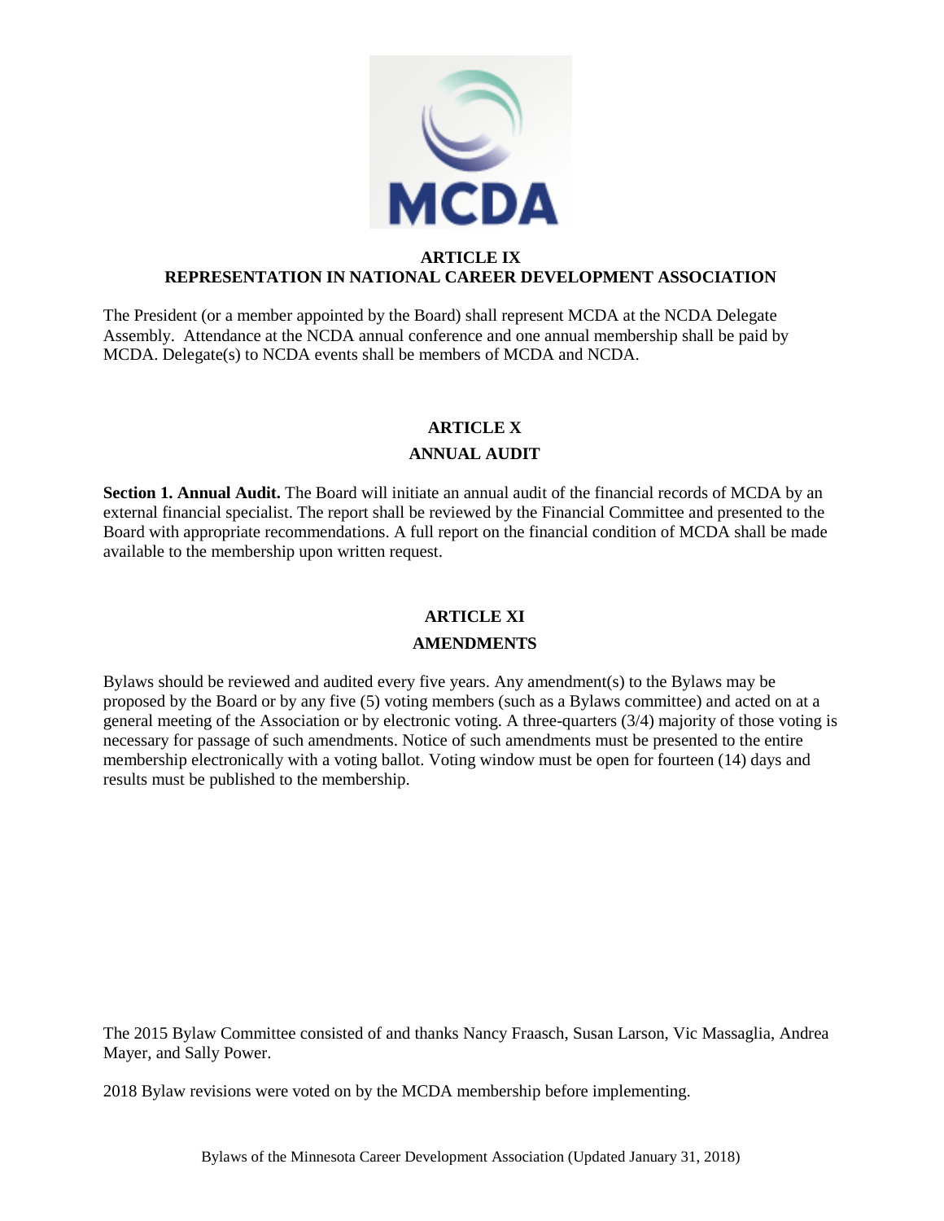## ARTICLE IX
## REPRESENTATION IN NATIONAL CAREER DEVELOPMENT ASSOCIATION

The President (or a member appointed by the Board) shall represent MCDA at the NCDA Delegate Assembly. Attendance at the NCDA annual conference and one annual membership shall be paid by MCDA. Delegate(s) to NCDA events shall be members of MCDA and NCDA.

## ARTICLE X
## ANNUAL AUDIT

**Section 1. Annual Audit.** The Board will initiate an annual audit of the financial records of MCDA by an external financial specialist. The report shall be reviewed by the Financial Committee and presented to the Board with appropriate recommendations. A full report on the financial condition of MCDA shall be made available to the membership upon written request.

## ARTICLE XI
## AMENDMENTS

Bylaws should be reviewed and audited every five years. Any amendment(s) to the Bylaws may be proposed by the Board or by any five (5) voting members (such as a Bylaws committee) and acted on at a general meeting of the Association or by electronic voting. A three-quarters (3/4) majority of those voting is necessary for passage of such amendments. Notice of such amendments must be presented to the entire membership electronically with a voting ballot. Voting window must be open for fourteen (14) days and results must be published to the membership.

The 2015 Bylaw Committee consisted of and thanks Nancy Fraasch, Susan Larson, Vic Massaglia, Andrea Mayer, and Sally Power.

2018 Bylaw revisions were voted on by the MCDA membership before implementing.